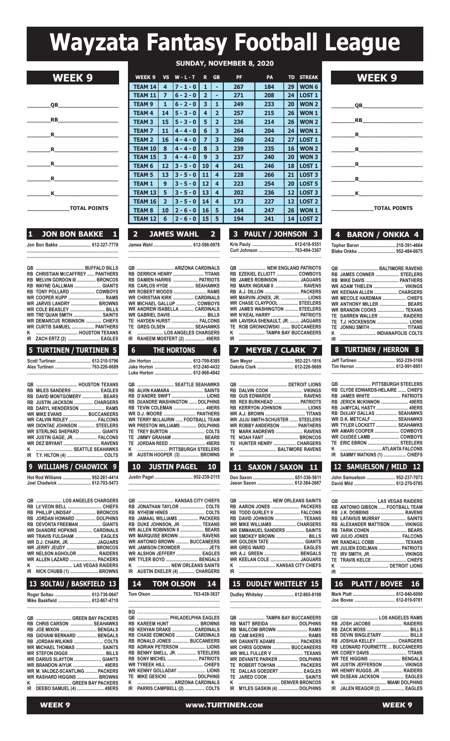# Wayzata Fantasy Football League

## SUNDAY, NOVEMBER 8, 2020

### WEEK 9

________QB____________________

________RB____________________

________R_____________________

________R_____________________

________R_____________________

________R_____________________

________K_____________________

______________TOTAL POINTS

| WEEK 9 | VS | W - L - T | R | GB | PF | PA | TD | STREAK |
|---|---|---|---|---|---|---|---|---|
| TEAM 14 | 4 | 7 - 1 - 0 | 1 | - | 267 | 184 | 29 | WON 6 |
| TEAM 11 | 7 | 6 - 2 - 0 | 2 | - | 271 | 208 | 24 | LOST 1 |
| TEAM 9 | 1 | 6 - 2 - 0 | 3 | 1 | 249 | 233 | 20 | WON 2 |
| TEAM 4 | 14 | 5 - 3 - 0 | 4 | 2 | 257 | 215 | 26 | WON 1 |
| TEAM 3 | 15 | 5 - 3 - 0 | 5 | 2 | 236 | 214 | 26 | WON 2 |
| TEAM 7 | 11 | 4 - 4 - 0 | 6 | 3 | 264 | 204 | 24 | WON 1 |
| TEAM 2 | 16 | 4 - 4 - 0 | 7 | 3 | 260 | 242 | 27 | LOST 1 |
| TEAM 10 | 8 | 4 - 4 - 0 | 8 | 3 | 239 | 235 | 16 | WON 2 |
| TEAM 15 | 3 | 4 - 4 - 0 | 9 | 3 | 237 | 240 | 20 | WON 3 |
| TEAM 6 | 12 | 3 - 5 - 0 | 10 | 4 | 241 | 246 | 18 | LOST 1 |
| TEAM 5 | 13 | 3 - 5 - 0 | 11 | 4 | 228 | 266 | 21 | LOST 3 |
| TEAM 1 | 9 | 3 - 5 - 0 | 12 | 4 | 223 | 254 | 20 | LOST 5 |
| TEAM 13 | 5 | 3 - 5 - 0 | 13 | 4 | 202 | 236 | 12 | LOST 3 |
| TEAM 16 | 2 | 3 - 5 - 0 | 14 | 4 | 173 | 227 | 12 | LOST 2 |
| TEAM 8 | 10 | 2 - 6 - 0 | 16 | 5 | 244 | 247 | 26 | WON 1 |
| TEAM 12 | 6 | 2 - 6 - 0 | 15 | 5 | 194 | 241 | 14 | LOST 2 |

### WEEK 9

________QB____________________

________RB____________________

________R_____________________

________R_____________________

________R_____________________

________R_____________________

________K_____________________

______________TOTAL POINTS

### 1 JON BON BAKKE 1

Jon Bon Bakke .......................... 612-327-7778

- QB ........................................ BUFFALO BILLS
- RB CHRISTIAN McCAFFREY ...... PANTHERS
- RB MELVIN GORDON III ............... BRONCOS
- RB WAYNE GALLMAN ....................... GIANTS
- RB TONY POLLARD ..................... COWBOYS
- WR COOPER KUPP ............................. RAMS
- WR JARVIS LANDRY ....................... BROWNS
- WR COLE BEASLEY ............................. BILLS
- WR TRE'QUAN SMITH ........................ SAINTS
- WR DEMARCUS ROBINSON ............. CHIEFS
- WR CURTIS SAMUEL .................. PANTHERS
- K ................................. HOUSTON TEXANS
- IR ZACH ERTZ (2) ........................... EAGLES

### 2 JAMES WAHL 2

James Wahl ................................ 612-598-0978

- QB ............................... ARIZONA CARDINALS
- RB DERRICK HENRY .......................... TITANS
- RB DAMIEN HARRIS ..................... PATRIOTS
- RB CARLOS HYDE .................... SEAHAWKS
- WR ROBERT WOODS ........................... RAMS
- WR CHRISTIAN KIRK ................. CARDINALS
- WR MICHAEL GALLUP ................ COWBOYS
- WR ANDREW ISABELLA ............ CARDINALS
- WR GABRIEL DAVIS ............................ BILLS
- TE HAYDEN HURST ...................... FALCONS
- TE GREG OLSEN ........................ SEAHAWKS
- K ...................... LOS ANGELES CHARGERS
- IR RAHEEM MOSTERT (2) ................ 49ERS

### 3 PAULY / JOHNSON 3

Kris Pauly ................................... 612-618-9351
Curt Johnson ............................. 763-494-3367

- QB ...................... NEW ENGLAND PATRIOTS
- RB EZEKIEL ELLIOTT .................. COWBOYS
- RB JAMES ROBINSON .................. JAGUARS
- RB MARK INGRAM II ........................ RAVENS
- RB A.J. DILLON ............................ PACKERS
- WR MARVIN JONES, JR. ..................... LIONS
- WR CHASE CLAYPOOL ................ STEELERS
- WR JAMES WASHINGTON .......... STEELERS
- WR N'KEAL HARRY ....................... PATRIOTS
- WR LAVISKA SHENAULT, JR. ........ JAGUARS
- TE ROB GRONKOWSKI .............. BUCCANEERS
- K ..................... TAMPA BAY BUCCANEERS
- IR ..................................................................

### 4 BARON / ONKKA 4

Topher Baron .............................. 218-391-4664
Blake Onkka ................................ 952-484-0675

- QB ................................ BALTIMORE RAVENS
- RB JAMES CONNER .................... STEELERS
- RB MIKE DAVIS ............................ PANTHERS
- WR ADAM THIELEN .......................... VIKINGS
- WR KEENAN ALLEN .................... CHARGERS
- WR MECOLE HARDMAN .................... CHIEFS
- WR ANTHONY MILLER ........................ BEARS
- WR BRANDIN COOKS ........................ TEXANS
- TE DARREN WALLER .................... RAIDERS
- TE T.J. HOCKENSON ........................... LIONS
- TE JONNU SMITH ............................... TITANS
- K ................................ INDIANAPOLIS COLTS
- IR ..................................................................

### 5 TURTINEN / TURTINEN 5

Scott Turtinen ............................. 612-210-5796
Alex Turtinen ............................... 763-226-6689

- QB ..................................... HOUSTON TEXANS
- RB MILES SANDERS ........................ EAGLES
- RB DAVID MONTGOMERY ................. BEARS
- RB JUSTIN JACKSON ................ CHARGERS
- RB DARYL HENDERSON ..................... RAMS
- WR MIKE EVANS ...................... BUCCANEERS
- WR CALVIN RIDLEY ........................ FALCONS
- WR DIONTAE JOHNSON .............. STEELERS
- WR STERLING SHEPARD ................. GIANTS
- WR JUSTIN GAGE, JR. ................... FALCONS
- WR DEZ BRYANT ............................... RAVENS
- K ............................... SEATTLE SEAHAWKS
- IR T.Y. HILTON (4) .............................. COLTS

### 6 THE HORTONS 6

Jim Horton .................................. 612-709-8385
Jake Horton ................................ 612-240-4432
Luke Horton ................................ 612-968-4942

- QB ............................... SEATTLE SEAHAWKS
- RB ALVIN KAMARA ............................ SAINTS
- RB D'ANDRE SWIFT ............................. LIONS
- RB DEANDRE WASHINGTON ...... DOLPHINS
- RB TEVIN COLEMAN ........................... 49ERS
- WR D.J. MOORE ........................... PANTHERS
- WR TERRY McLAURIN ...... FOOTBALL TEAM
- WR PRESTON WILLIAMS ............. DOLPHINS
- TE TREY BURTON ................................ COLTS
- TE JIMMY GRAHAM ........................... BEARS
- TE JORDAN REED ............................... 49ERS
- K ............................ PITTSBURGH STEELERS
- IR AUSTIN HOOPER (3) ................ BROWNS

### 7 MEYER / CLARK 7

Sam Meyer .................................. 952-221-1816
Dakota Clark ............................... 612-226-9669

- QB ......................................... DETROIT LIONS
- RB DALVIN COOK ............................ VIKINGS
- RB GUS EDWARDS ........................... RAVENS
- RB REX BURKHEAD .................... PATRIOTS
- RB KERRYON JOHNSON ..................... LIONS
- WR A.J. BROWN .................................. TITANS
- WR JUJU SMITH-SCHUSTER ...... STEELERS
- WR ROBBY ANDERSON ............. PANTHERS
- TE MARK ANDREWS ....................... RAVENS
- TE NOAH FANT ............................. BRONCOS
- TE HUNTER HENRY ................... CHARGERS
- K ................................ BALTIMORE RAVENS
- IR ..................................................................

### 8 TURTINEN / HERRON 8

Jeff Turtinen ............................... 952-239-5168
Tim Herron .................................. 612-991-8951

- QB ........................... PITTSBURGH STEELERS
- RB CLYDE EDWARDS-HELAIRE ...... CHIEFS
- RB JAMES WHITE ......................... PATRIOTS
- RB JERICK McKINNON ...................... 49ERS
- RB JAMYCAL HASTY ........................ 49ERS
- RB DEEJAY DALLAS ................. SEAHAWKS
- WR D.K. METCALF ...................... SEAHAWKS
- WR TYLER LOCKETT ................. SEAHAWKS
- WR AMARI COOPER .................... COWBOYS
- WR CEEDEE LAMB ....................... COWBOYS
- TE ERIC EBRON ........................... STEELERS
- K ................................. ATLANTA FALCONS
- IR SAMMY WATKINS (1) .................. CHIEFS

### 9 WILLIAMS / CHADWICK 9

Hot Rod Williams ........................ 952-261-4414
Joel Chadwick ............................ 612-703-5473

- QB ...................... LOS ANGELES CHARGERS
- RB LE'VEON BELL ............................ CHIEFS
- RB PHILLIP LINDSAY .................. BRONCOS
- RB JORDAN HOWARD ............... DOLPHINS
- RB DEVONTA FREEMAN ................. GIANTS
- WR DEANDRE HOPKINS ............ CARDINALS
- WR TRAVIS FULGHAM ..................... EAGLES
- WR D.J. CHARK, JR. ....................... JAGUARS
- WR JERRY JEUDY ........................ BRONCOS
- WR NELSON AGHOLOR .................. RAIDERS
- WR ALLEN LAZARD ........................ PACKERS
- K .................................. LAS VEGAS RAIDERS
- IR NICK CHUBB (1) ......................... BROWNS

### 10 JUSTIN PAGEL 10

Justin Pagel ................................ 952-239-2115

- QB ................................ KANSAS CITY CHIEFS
- RB JONATHAN TAYLOR ...................... COLTS
- RB NYHEIM HINES ............................. COLTS
- RB JAMAAL WILLIAMS ................... PACKERS
- RB DUKE JOHNSON, JR. ................ TEXANS
- WR ALLEN ROBINSON II ................... BEARS
- WR MARQUISE BROWN .................. RAVENS
- WR ANTONIO BROWN ........... BUCCANEERS
- WR JAMISON CROWDER .................... JETS
- WR ALSHON JEFFERY ..................... EAGLES
- WR TYLER BOYD ........................... BENGALS
- K ............................. NEW ORLEANS SAINTS
- IR AUSTIN EKELER (4) ............. CHARGERS

### 11 SAXON / SAXON 11

Don Saxon .................................. 651-336-5611
Jason Saxon ................................ 612-384-2687

- QB ............................ NEW ORLEANS SAINTS
- RB AARON JONES ........................ PACKERS
- RB TODD GURLEY II ..................... FALCONS
- RB DAVID JOHNSON ........................ TEXANS
- WR MIKE WILLIAMS .................... CHARGERS
- WR EMMANUEL SANDERS ............... SAINTS
- WR SMOKEY BROWN ........................... BILLS
- WR GOLDEN TATE ............................. GIANTS
- WR GREG WARD ................................ EAGLES
- WR A.J. GREEN ................................ BENGALS
- WR KEELAN COLE ........................... JAGUARS
- K ................................ KANSAS CITY CHIEFS
- IR ..................................................................

### 12 SAMUELSON / MILD 12

John Samuelson ........................ 952-237-7073
David Mild ................................... 612-270-5785

- QB .............................. LAS VEGAS RAIDERS
- RB ANTONIO GIBSON ....... FOOTBALL TEAM
- RB J.K. DOBBINS ............................. RAVENS
- RB LATAVIUS MURRAY .................... SAINTS
- RB ALEXANDER MATTISON ........... VIKINGS
- RB TARIK COHEN ............................... BEARS
- WR JULIO JONES .......................... FALCONS
- WR RANDALL COBB ......................... TEXANS
- WR JULIEN EDELMAN .................. PATRIOTS
- TE IRV SMITH, JR. ............................ VIKINGS
- TE TRAVIS KELCE .............................. CHIEFS
- K ......................................... DETROIT LIONS
- IR ..................................................................

### 13 SOLTAU / BASKFIELD 13

Roger Soltau ............................... 612-730-0647
Mike Baskfield ............................ 612-867-4710

- QB ............................. GREEN BAY PACKERS
- RB CHRIS CARSON ................... SEAHAWKS
- RB JOE MIXON ................................ BENGALS
- RB GIOVANI BERNARD ................. BENGALS
- RB JORDAN WILKINS ........................ COLTS
- WR MICHAEL THOMAS ...................... SAINTS
- WR STEFON DIGGS ............................... BILLS
- WR DARIUS SLAYTON ....................... GIANTS
- WR BRANDON AIYUK .......................... 49ERS
- WR M. VALDEZ-SCANTLING ......... PACKERS
- WR RASHARD HIGGINS .................. BROWNS
- K ............................. GREEN BAY PACKERS
- IR DEEBO SAMUEL (4) ....................... 49ERS

### 14 TOM OLSON 14

Tom Olson .................................. 763-438-3637

- BQ ..................................................................
- QB ......................... PHILADELPHIA EAGLES
- RB KAREEM HUNT ........................ BROWNS
- RB KENYAN DRAKE ................ CARDINALS
- RB CHASE EDMONDS ............... CARDINALS
- RB RONALD JONES .............. BUCCANEERS
- RB ADRIAN PETERSON ...................... LIONS
- RB BENNY SNELL, JR. ................ STEELERS
- RB SONY MICHEL .......................... PATRIOTS
- WR TYREEK HILL ............................. CHIEFS
- WR KENNY GOLLADAY ...................... LIONS
- TE MIKE GESICKI ........................ DOLPHINS
- K ............................... ARIZONA CARDINALS
- IR PARRIS CAMPBELL (2) ................ COLTS

### 15 DUDLEY WHITELEY 15

Dudley Whiteley ......................... 612-865-8198

- QB ..................... TAMPA BAY BUCCANEERS
- RB MATT BREIDA ........................ DOLPHINS
- RB MALCOM BROWN ............................ RAMS
- RB CAM AKERS ..................................... RAMS
- WR DAVANTE ADAMS ................... PACKERS
- WR CHRIS GODWIN .............. BUCCANEERS
- WR WILL FULLER V ......................... TEXANS
- WR DEVANTE PARKER ................. DOLPHINS
- TE ROBERT TONYAN .................... PACKERS
- TE DALLAS GOEDERT ..................... EAGLES
- TE JARED COOK ................................ SAINTS
- K ............................... DENVER BRONCOS
- IR MYLES GASKIN (4) ................. DOLPHINS

### 16 PLATT / BOVEE 16

Mark Platt ................................... 612-840-6000
Joe Bovee .................................... 612-819-9781

- QB ................................ LOS ANGELES RAMS
- RB JOSH JACOBS .......................... RAIDERS
- RB ZACK MOSS ..................................... BILLS
- RB DEVIN SINGLETARY ....................... BILLS
- RB JOSHUA KELLEY .................... CHARGERS
- RB LEONARD FOURNETTE ... BUCCANEERS
- WR COREY DAVIS ............................... TITANS
- WR TEE HIGGINS ........................... BENGALS
- WR JUSTIN JEFFERSON ................. VIKINGS
- WR HENRY RUGGS, JR. .................. RAIDERS
- WR DESEAN JACKSON .................... EAGLES
- K ....................................... MIAMI DOLPHINS
- IR JALEN REAGOR (2) ...................... EAGLES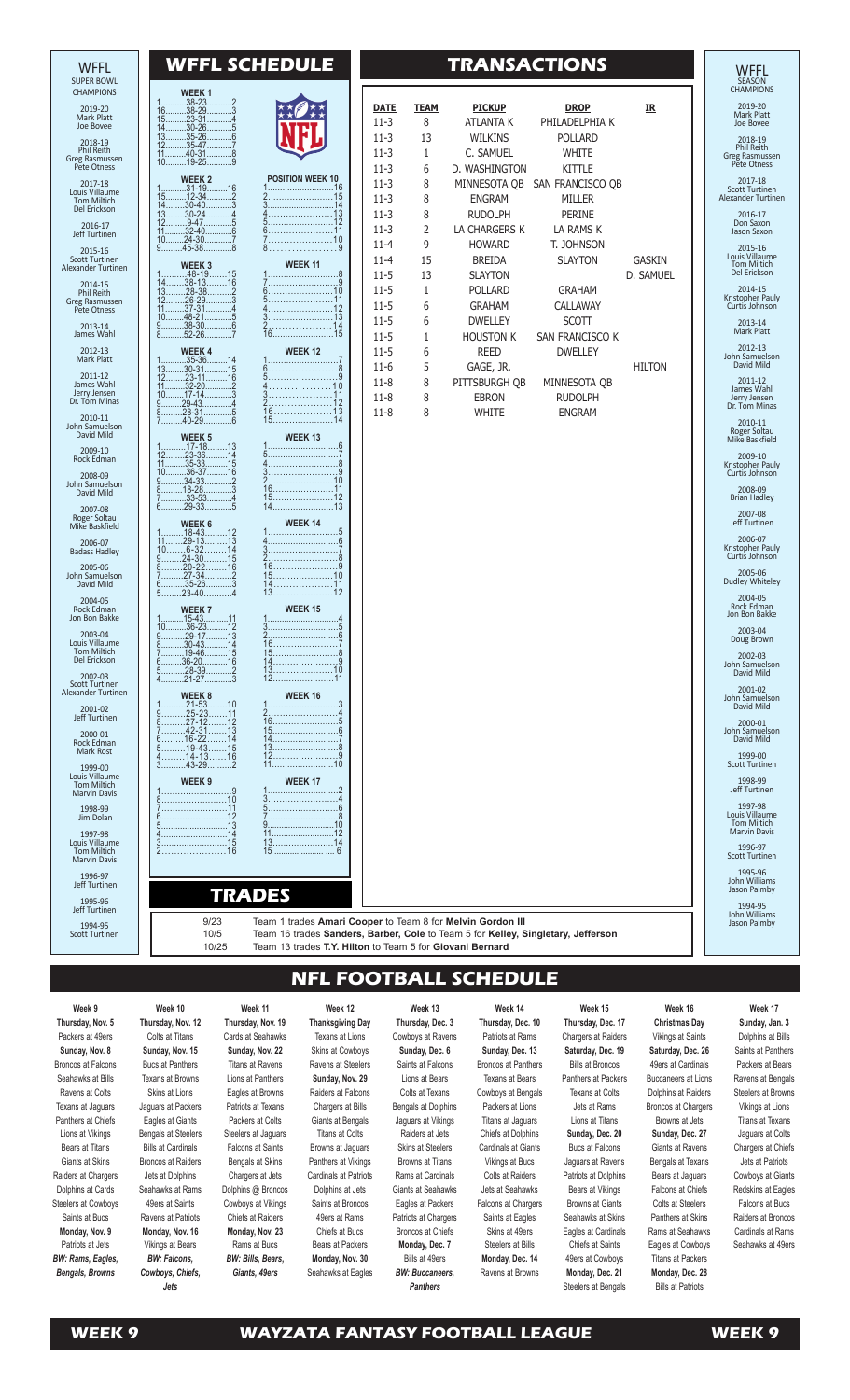## WFFL SUPER BOWL CHAMPIONS

2019-20
Mark Platt
Joe Bovee

2018-19
Phil Reith
Greg Rasmussen
Pete Otness

2017-18
Louis Villaume
Tom Miltich
Del Erickson

2016-17
Jeff Turtinen

2015-16
Scott Turtinen
Alexander Turtinen

2014-15
Phil Reith
Greg Rasmussen
Pete Otness

2013-14
James Wahl

2012-13
Mark Platt

2011-12
James Wahl
Jerry Jensen
Dr. Tom Minas

2010-11
John Samuelson
David Mild

2009-10
Rock Edman

2008-09
John Samuelson
David Mild

2007-08
Roger Soltau
Mike Baskfield

2006-07
Badass Hadley

2005-06
John Samuelson
David Mild

2004-05
Rock Edman
Jon Bon Bakke

2003-04
Louis Villaume
Tom Miltich
Del Erickson

2002-03
Scott Turtinen
Alexander Turtinen

2001-02
Jeff Turtinen

2000-01
Rock Edman
Mark Rost

1999-00
Louis Villaume
Tom Miltich
Marvin Davis

1998-99
Jim Dolan

1997-98
Louis Villaume
Tom Miltich
Marvin Davis

1996-97
Jeff Turtinen

1995-96
Jeff Turtinen

1994-95
Scott Turtinen

## WFFL SCHEDULE

**WEEK 1**
1.........38-23.........2
16.........38-29.........3
15.........23-31.........4
14.........30-26.........5
13.........35-26.........6
12.........35-47.........7
11.........40-31.........8
10.........19-25.........9

**WEEK 2**
1.........31-19.........16
15.........12-34.........2
14.........30-40.........3
13.........30-24.........4
12.........9-47.........5
11.........32-40.........6
10.........24-30.........7
9.........45-38.........8

**WEEK 3**
1.........48-19.........15
14.........38-13.........16
13.........28-38.........2
12.........26-29.........3
11.........37-31.........4
10.........48-21.........5
9.........38-30.........6
8.........52-26.........7

**WEEK 4**
1.........35-36.........14
13.........30-31.........15
12.........23-11.........16
11.........32-20.........2
10.........17-14.........3
9.........29-43.........4
8.........28-31.........5
7.........40-29.........6

**WEEK 5**
1.........17-18.........13
12.........23-36.........14
11.........35-33.........15
10.........36-37.........16
9.........34-33.........2
8.........18-28.........3
7.........33-53.........4
6.........29-33.........5

**WEEK 6**
1.........18-43.........12
11.........29-13.........13
10.........6-32.........14
9.........24-30.........15
8.........20-22.........16
7.........27-34.........2
6.........35-26.........3
5.........23-40.........4

**WEEK 7**
1.........15-43.........11
10.........36-23.........12
9.........29-17.........13
8.........30-43.........14
7.........19-46.........15
6.........36-20.........16
5.........28-39.........2
4.........21-27.........3

**WEEK 8**
1.........21-53.........10
9.........25-23.........11
8.........27-12.........12
7.........42-31.........13
6.........16-22.........14
5.........19-43.........15
4.........14-13.........16
3.........43-29.........2

**WEEK 9**
1.........................9
8.........................10
7.........................11
6.........................12
5.........................13
4.........................14
3.........................15
2.........................16

**POSITION WEEK 10**
1.........................16
2.........................15
3.........................14
4.........................13
5.........................12
6.........................11
7.........................10
8.........................9

**WEEK 11**
1.........................8
7.........................9
6.........................10
5.........................11
4.........................12
3.........................13
2.........................14
16.........................15

**WEEK 12**
1.........................7
6.........................8
5.........................9
4.........................10
3.........................11
2.........................12
16.........................13
15.........................14

**WEEK 13**
1.........................6
5.........................7
4.........................8
3.........................9
2.........................10
16.........................11
15.........................12
14.........................13

**WEEK 14**
1.........................5
4.........................6
3.........................7
2.........................8
16.........................9
15.........................10
14.........................11
13.........................12

**WEEK 15**
1.........................4
3.........................5
2.........................6
16.........................7
15.........................8
14.........................9
13.........................10
12.........................11

**WEEK 16**
1.........................3
2.........................4
16.........................5
15.........................6
14.........................7
13.........................8
12.........................9
11.........................10

**WEEK 17**
1.........................2
3.........................4
5.........................6
7.........................8
9.........................10
11.........................12
13.........................14
15......................... 6

## TRANSACTIONS

| DATE | TEAM | PICKUP | DROP | IR |
|---|---|---|---|---|
| 11-3 | 8 | ATLANTA K | PHILADELPHIA K | |
| 11-3 | 13 | WILKINS | POLLARD | |
| 11-3 | 1 | C. SAMUEL | WHITE | |
| 11-3 | 6 | D. WASHINGTON | KITTLE | |
| 11-3 | 8 | MINNESOTA QB | SAN FRANCISCO QB | |
| 11-3 | 8 | ENGRAM | MILLER | |
| 11-3 | 8 | RUDOLPH | PERINE | |
| 11-3 | 2 | LA CHARGERS K | LA RAMS K | |
| 11-4 | 9 | HOWARD | T. JOHNSON | |
| 11-4 | 15 | BREIDA | SLAYTON | GASKIN |
| 11-5 | 13 | SLAYTON | | D. SAMUEL |
| 11-5 | 1 | POLLARD | GRAHAM | |
| 11-5 | 6 | GRAHAM | CALLAWAY | |
| 11-5 | 6 | DWELLEY | SCOTT | |
| 11-5 | 1 | HOUSTON K | SAN FRANCISCO K | |
| 11-5 | 6 | REED | DWELLEY | |
| 11-6 | 5 | GAGE, JR. | | HILTON |
| 11-8 | 8 | PITTSBURGH QB | MINNESOTA QB | |
| 11-8 | 8 | EBRON | RUDOLPH | |
| 11-8 | 8 | WHITE | ENGRAM | |

## TRADES

| | |
|---|---|
| 9/23 | Team 1 trades **Amari Cooper** to Team 8 for **Melvin Gordon III** |
| 10/5 | Team 16 trades **Sanders, Barber, Cole** to Team 5 for **Kelley, Singletary, Jefferson** |
| 10/25 | Team 13 trades **T.Y. Hilton** to Team 5 for **Giovani Bernard** |

## WFFL SEASON CHAMPIONS

2019-20
Mark Platt
Joe Bovee

2018-19
Phil Reith
Greg Rasmussen
Pete Otness

2017-18
Scott Turtinen
Alexander Turtinen

2016-17
Don Saxon
Jason Saxon

2015-16
Louis Villaume
Tom Miltich
Del Erickson

2014-15
Kristopher Pauly
Curtis Johnson

2013-14
Mark Platt

2012-13
John Samuelson
David Mild

2011-12
James Wahl
Jerry Jensen
Dr. Tom Minas

2010-11
Roger Soltau
Mike Baskfield

2009-10
Kristopher Pauly
Curtis Johnson

2008-09
Brian Hadley

2007-08
Jeff Turtinen

2006-07
Kristopher Pauly
Curtis Johnson

2005-06
Dudley Whiteley

2004-05
Rock Edman
Jon Bon Bakke

2003-04
Doug Brown

2002-03
John Samuelson
David Mild

2001-02
John Samuelson
David Mild

2000-01
John Samuelson
David Mild

1999-00
Scott Turtinen

1998-99
Jeff Turtinen

1997-98
Louis Villaume
Tom Miltich
Marvin Davis

1996-97
Scott Turtinen

1995-96
John Williams
Jason Palmby

1994-95
John Williams
Jason Palmby

## NFL FOOTBALL SCHEDULE

**Week 9**
**Thursday, Nov. 5**
Packers at 49ers
**Sunday, Nov. 8**
Broncos at Falcons
Seahawks at Bills
Ravens at Colts
Texans at Jaguars
Panthers at Chiefs
Lions at Vikings
Bears at Titans
Giants at Skins
Raiders at Chargers
Dolphins at Cards
Steelers at Cowboys
Saints at Bucs
**Monday, Nov. 9**
Patriots at Jets
***BW: Rams, Eagles, Bengals, Browns***

**Week 10**
**Thursday, Nov. 12**
Colts at Titans
**Sunday, Nov. 15**
Bucs at Panthers
Texans at Browns
Skins at Lions
Jaguars at Packers
Eagles at Giants
Bengals at Steelers
Bills at Cardinals
Broncos at Raiders
Jets at Dolphins
Seahawks at Rams
49ers at Saints
Ravens at Patriots
**Monday, Nov. 16**
Vikings at Bears
***BW: Falcons, Cowboys, Chiefs, Jets***

**Week 11**
**Thursday, Nov. 19**
Cards at Seahawks
**Sunday, Nov. 22**
Titans at Ravens
Lions at Panthers
Eagles at Browns
Patriots at Texans
Packers at Colts
Steelers at Jaguars
Falcons at Saints
Bengals at Skins
Chargers at Jets
Dolphins @ Broncos
Cowboys at Vikings
Chiefs at Raiders
**Monday, Nov. 23**
Rams at Bucs
***BW: Bills, Bears, Giants, 49ers***

**Week 12**
**Thanksgiving Day**
Texans at Lions
Skins at Cowboys
Ravens at Steelers
**Sunday, Nov. 29**
Raiders at Falcons
Chargers at Bills
Giants at Bengals
Titans at Colts
Browns at Jaguars
Panthers at Vikings
Cardinals at Patriots
Dolphins at Jets
Saints at Broncos
49ers at Rams
Chiefs at Bucs
Bears at Packers
**Monday, Nov. 30**
Seahawks at Eagles

**Week 13**
**Thursday, Dec. 3**
Cowboys at Ravens
**Sunday, Dec. 6**
Lions at Bears
Saints at Falcons
Colts at Texans
Bengals at Dolphins
Jaguars at Vikings
Raiders at Jets
Skins at Steelers
Browns at Titans
Rams at Cardinals
Giants at Seahawks
Eagles at Packers
Patriots at Chargers
Broncos at Chiefs
**Monday, Dec. 7**
Bills at 49ers
***BW: Buccaneers, Panthers***

**Week 14**
**Thursday, Dec. 10**
Patriots at Rams
**Sunday, Dec. 13**
Texans at Bears
Cowboys at Bengals
Packers at Lions
Titans at Jaguars
Chiefs at Dolphins
Cardinals at Giants
Vikings at Bucs
Colts at Raiders
Jets at Seahawks
Falcons at Chargers
Saints at Eagles
Skins at 49ers
Steelers at Bills
**Monday, Dec. 14**
Ravens at Browns

**Week 15**
**Thursday, Dec. 17**
Chargers at Raiders
**Saturday, Dec. 19**
Bills at Broncos
Panthers at Packers
Texans at Colts
Jets at Rams
Lions at Titans
**Sunday, Dec. 20**
Bucs at Falcons
Jaguars at Ravens
Patriots at Dolphins
Bears at Vikings
Browns at Giants
Seahawks at Skins
Eagles at Cardinals
Chiefs at Saints
49ers at Cowboys
**Monday, Dec. 21**
Steelers at Bengals

**Week 16**
**Christmas Day**
Vikings at Saints
**Saturday, Dec. 26**
49ers at Cardinals
Buccaneers at Lions
Dolphins at Raiders
Broncos at Chargers
Browns at Jets
**Sunday, Dec. 27**
Giants at Ravens
Bengals at Texans
Bears at Jaguars
Falcons at Chiefs
Colts at Steelers
Panthers at Skins
Rams at Seahawks
Eagles at Cowboys
Titans at Packers
**Monday, Dec. 28**
Bills at Patriots

**Week 17**
**Sunday, Jan. 3**
Dolphins at Bills
Saints at Panthers
Packers at Bears
Ravens at Bengals
Steelers at Browns
Vikings at Lions
Titans at Texans
Jaguars at Colts
Jets at Patriots
Cowboys at Giants
Redskins at Eagles
Falcons at Bucs
Raiders at Broncos
Cardinals at Rams
Seahawks at 49ers

**WEEK 9 — WAYZATA FANTASY FOOTBALL LEAGUE — WEEK 9**